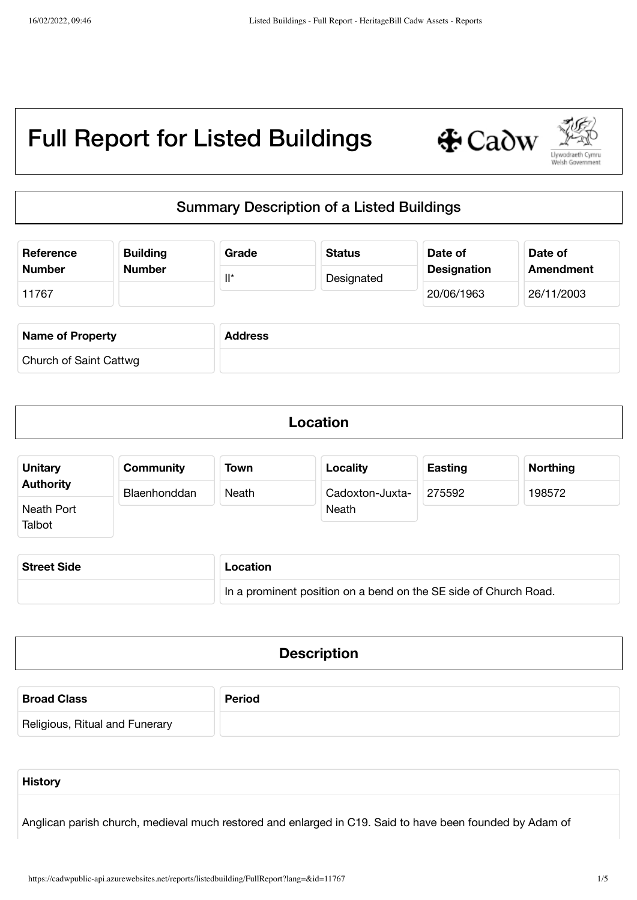# Full Report for Listed Buildings

## Summary Description of a Listed Buildings

| Reference Number | Building Number | Grade | Status | Date of Designation | Date of Amendment |
|---|---|---|---|---|---|
| 11767 | | II* | Designated | 20/06/1963 | 26/11/2003 |

| Name of Property | Address |
|---|---|
| Church of Saint Cattwg | |

## Location

| Unitary Authority | Community | Town | Locality | Easting | Northing |
|---|---|---|---|---|---|
| Neath Port Talbot | Blaenhonddan | Neath | Cadoxton-Juxta-Neath | 275592 | 198572 |

| Street Side | Location |
|---|---|
| | In a prominent position on a bend on the SE side of Church Road. |

## Description

| Broad Class | Period |
|---|---|
| Religious, Ritual and Funerary | |

**History**

Anglican parish church, medieval much restored and enlarged in C19. Said to have been founded by Adam of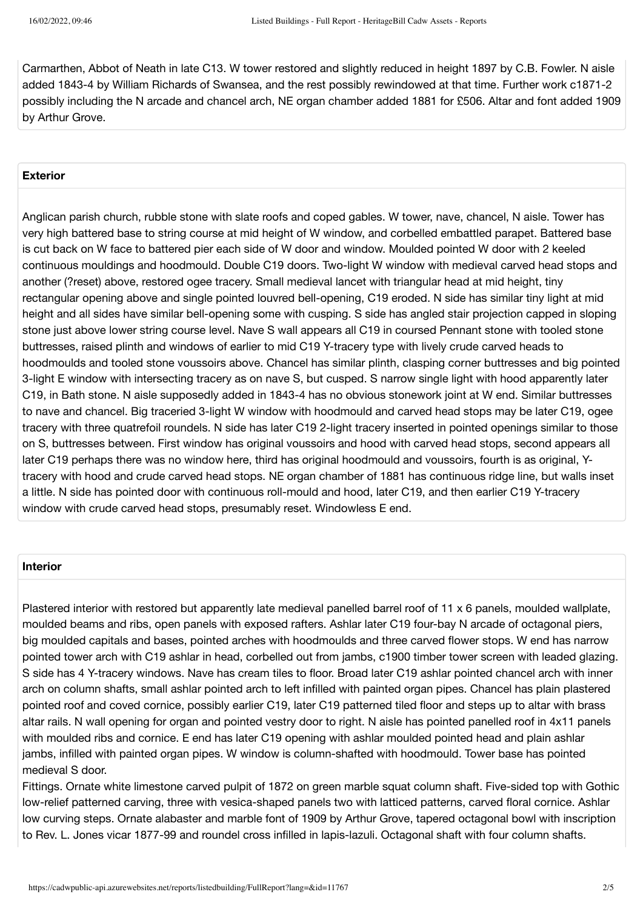Carmarthen, Abbot of Neath in late C13. W tower restored and slightly reduced in height 1897 by C.B. Fowler. N aisle added 1843-4 by William Richards of Swansea, and the rest possibly rewindowed at that time. Further work c1871-2 possibly including the N arcade and chancel arch, NE organ chamber added 1881 for £506. Altar and font added 1909 by Arthur Grove.

## Exterior

Anglican parish church, rubble stone with slate roofs and coped gables. W tower, nave, chancel, N aisle. Tower has very high battered base to string course at mid height of W window, and corbelled embattled parapet. Battered base is cut back on W face to battered pier each side of W door and window. Moulded pointed W door with 2 keeled continuous mouldings and hoodmould. Double C19 doors. Two-light W window with medieval carved head stops and another (?reset) above, restored ogee tracery. Small medieval lancet with triangular head at mid height, tiny rectangular opening above and single pointed louvred bell-opening, C19 eroded. N side has similar tiny light at mid height and all sides have similar bell-opening some with cusping. S side has angled stair projection capped in sloping stone just above lower string course level. Nave S wall appears all C19 in coursed Pennant stone with tooled stone buttresses, raised plinth and windows of earlier to mid C19 Y-tracery type with lively crude carved heads to hoodmoulds and tooled stone voussoirs above. Chancel has similar plinth, clasping corner buttresses and big pointed 3-light E window with intersecting tracery as on nave S, but cusped. S narrow single light with hood apparently later C19, in Bath stone. N aisle supposedly added in 1843-4 has no obvious stonework joint at W end. Similar buttresses to nave and chancel. Big traceried 3-light W window with hoodmould and carved head stops may be later C19, ogee tracery with three quatrefoil roundels. N side has later C19 2-light tracery inserted in pointed openings similar to those on S, buttresses between. First window has original voussoirs and hood with carved head stops, second appears all later C19 perhaps there was no window here, third has original hoodmould and voussoirs, fourth is as original, Y-tracery with hood and crude carved head stops. NE organ chamber of 1881 has continuous ridge line, but walls inset a little. N side has pointed door with continuous roll-mould and hood, later C19, and then earlier C19 Y-tracery window with crude carved head stops, presumably reset. Windowless E end.

## Interior

Plastered interior with restored but apparently late medieval panelled barrel roof of 11 x 6 panels, moulded wallplate, moulded beams and ribs, open panels with exposed rafters. Ashlar later C19 four-bay N arcade of octagonal piers, big moulded capitals and bases, pointed arches with hoodmoulds and three carved flower stops. W end has narrow pointed tower arch with C19 ashlar in head, corbelled out from jambs, c1900 timber tower screen with leaded glazing. S side has 4 Y-tracery windows. Nave has cream tiles to floor. Broad later C19 ashlar pointed chancel arch with inner arch on column shafts, small ashlar pointed arch to left infilled with painted organ pipes. Chancel has plain plastered pointed roof and coved cornice, possibly earlier C19, later C19 patterned tiled floor and steps up to altar with brass altar rails. N wall opening for organ and pointed vestry door to right. N aisle has pointed panelled roof in 4x11 panels with moulded ribs and cornice. E end has later C19 opening with ashlar moulded pointed head and plain ashlar jambs, infilled with painted organ pipes. W window is column-shafted with hoodmould. Tower base has pointed medieval S door.

Fittings. Ornate white limestone carved pulpit of 1872 on green marble squat column shaft. Five-sided top with Gothic low-relief patterned carving, three with vesica-shaped panels two with latticed patterns, carved floral cornice. Ashlar low curving steps. Ornate alabaster and marble font of 1909 by Arthur Grove, tapered octagonal bowl with inscription to Rev. L. Jones vicar 1877-99 and roundel cross infilled in lapis-lazuli. Octagonal shaft with four column shafts.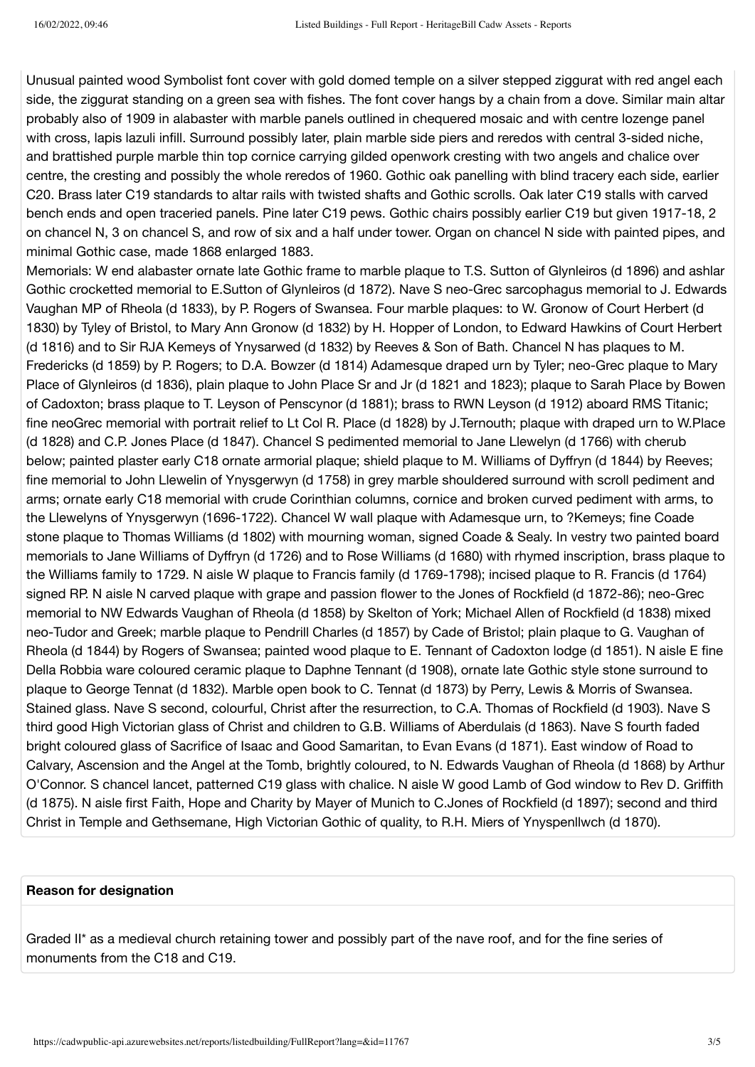Unusual painted wood Symbolist font cover with gold domed temple on a silver stepped ziggurat with red angel each side, the ziggurat standing on a green sea with fishes. The font cover hangs by a chain from a dove. Similar main altar probably also of 1909 in alabaster with marble panels outlined in chequered mosaic and with centre lozenge panel with cross, lapis lazuli infill. Surround possibly later, plain marble side piers and reredos with central 3-sided niche, and brattished purple marble thin top cornice carrying gilded openwork cresting with two angels and chalice over centre, the cresting and possibly the whole reredos of 1960. Gothic oak panelling with blind tracery each side, earlier C20. Brass later C19 standards to altar rails with twisted shafts and Gothic scrolls. Oak later C19 stalls with carved bench ends and open traceried panels. Pine later C19 pews. Gothic chairs possibly earlier C19 but given 1917-18, 2 on chancel N, 3 on chancel S, and row of six and a half under tower. Organ on chancel N side with painted pipes, and minimal Gothic case, made 1868 enlarged 1883.

Memorials: W end alabaster ornate late Gothic frame to marble plaque to T.S. Sutton of Glynleiros (d 1896) and ashlar Gothic crocketted memorial to E.Sutton of Glynleiros (d 1872). Nave S neo-Grec sarcophagus memorial to J. Edwards Vaughan MP of Rheola (d 1833), by P. Rogers of Swansea. Four marble plaques: to W. Gronow of Court Herbert (d 1830) by Tyley of Bristol, to Mary Ann Gronow (d 1832) by H. Hopper of London, to Edward Hawkins of Court Herbert (d 1816) and to Sir RJA Kemeys of Ynysarwed (d 1832) by Reeves & Son of Bath. Chancel N has plaques to M. Fredericks (d 1859) by P. Rogers; to D.A. Bowzer (d 1814) Adamesque draped urn by Tyler; neo-Grec plaque to Mary Place of Glynleiros (d 1836), plain plaque to John Place Sr and Jr (d 1821 and 1823); plaque to Sarah Place by Bowen of Cadoxton; brass plaque to T. Leyson of Penscynor (d 1881); brass to RWN Leyson (d 1912) aboard RMS Titanic; fine neoGrec memorial with portrait relief to Lt Col R. Place (d 1828) by J.Ternouth; plaque with draped urn to W.Place (d 1828) and C.P. Jones Place (d 1847). Chancel S pedimented memorial to Jane Llewelyn (d 1766) with cherub below; painted plaster early C18 ornate armorial plaque; shield plaque to M. Williams of Dyffryn (d 1844) by Reeves; fine memorial to John Llewelin of Ynysgerwyn (d 1758) in grey marble shouldered surround with scroll pediment and arms; ornate early C18 memorial with crude Corinthian columns, cornice and broken curved pediment with arms, to the Llewelyns of Ynysgerwyn (1696-1722). Chancel W wall plaque with Adamesque urn, to ?Kemeys; fine Coade stone plaque to Thomas Williams (d 1802) with mourning woman, signed Coade & Sealy. In vestry two painted board memorials to Jane Williams of Dyffryn (d 1726) and to Rose Williams (d 1680) with rhymed inscription, brass plaque to the Williams family to 1729. N aisle W plaque to Francis family (d 1769-1798); incised plaque to R. Francis (d 1764) signed RP. N aisle N carved plaque with grape and passion flower to the Jones of Rockfield (d 1872-86); neo-Grec memorial to NW Edwards Vaughan of Rheola (d 1858) by Skelton of York; Michael Allen of Rockfield (d 1838) mixed neo-Tudor and Greek; marble plaque to Pendrill Charles (d 1857) by Cade of Bristol; plain plaque to G. Vaughan of Rheola (d 1844) by Rogers of Swansea; painted wood plaque to E. Tennant of Cadoxton lodge (d 1851). N aisle E fine Della Robbia ware coloured ceramic plaque to Daphne Tennant (d 1908), ornate late Gothic style stone surround to plaque to George Tennat (d 1832). Marble open book to C. Tennat (d 1873) by Perry, Lewis & Morris of Swansea. Stained glass. Nave S second, colourful, Christ after the resurrection, to C.A. Thomas of Rockfield (d 1903). Nave S third good High Victorian glass of Christ and children to G.B. Williams of Aberdulais (d 1863). Nave S fourth faded bright coloured glass of Sacrifice of Isaac and Good Samaritan, to Evan Evans (d 1871). East window of Road to Calvary, Ascension and the Angel at the Tomb, brightly coloured, to N. Edwards Vaughan of Rheola (d 1868) by Arthur O'Connor. S chancel lancet, patterned C19 glass with chalice. N aisle W good Lamb of God window to Rev D. Griffith (d 1875). N aisle first Faith, Hope and Charity by Mayer of Munich to C.Jones of Rockfield (d 1897); second and third Christ in Temple and Gethsemane, High Victorian Gothic of quality, to R.H. Miers of Ynyspenllwch (d 1870).

**Reason for designation**

Graded II* as a medieval church retaining tower and possibly part of the nave roof, and for the fine series of monuments from the C18 and C19.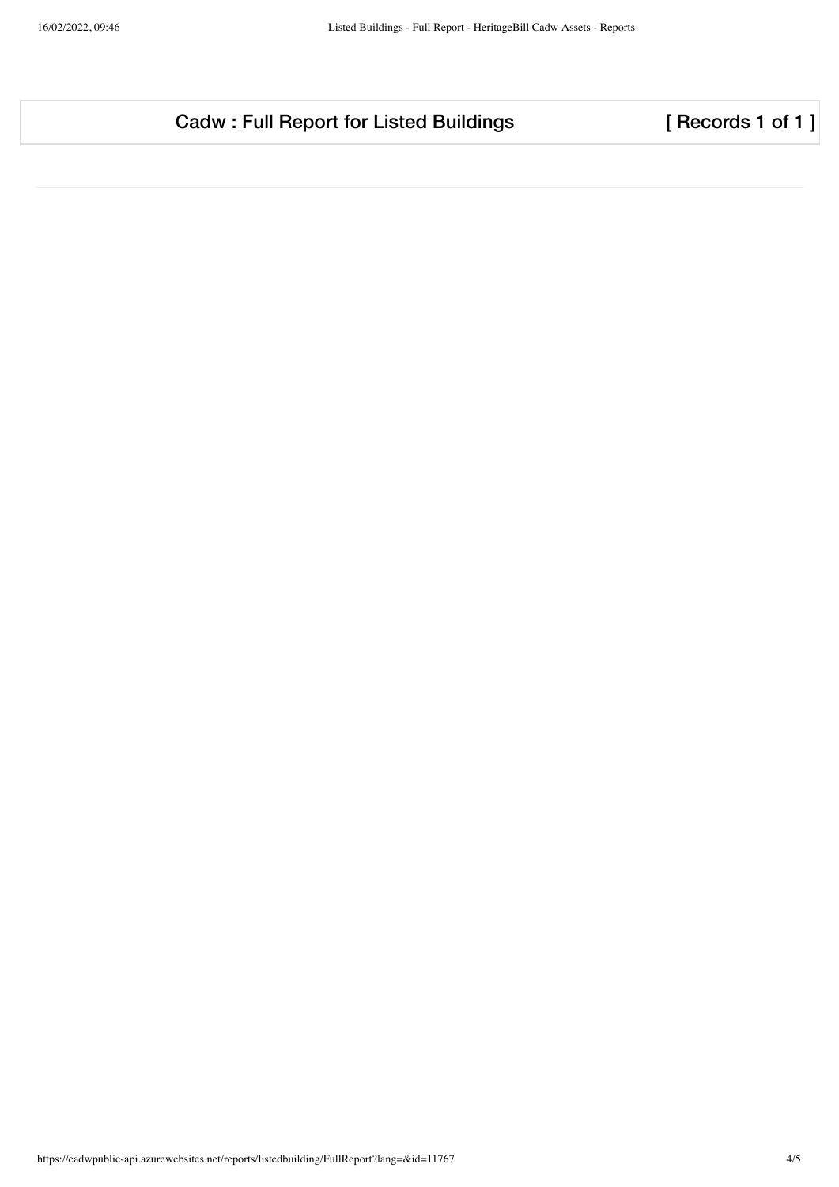# Cadw : Full Report for Listed Buildings [ Records 1 of 1 ]